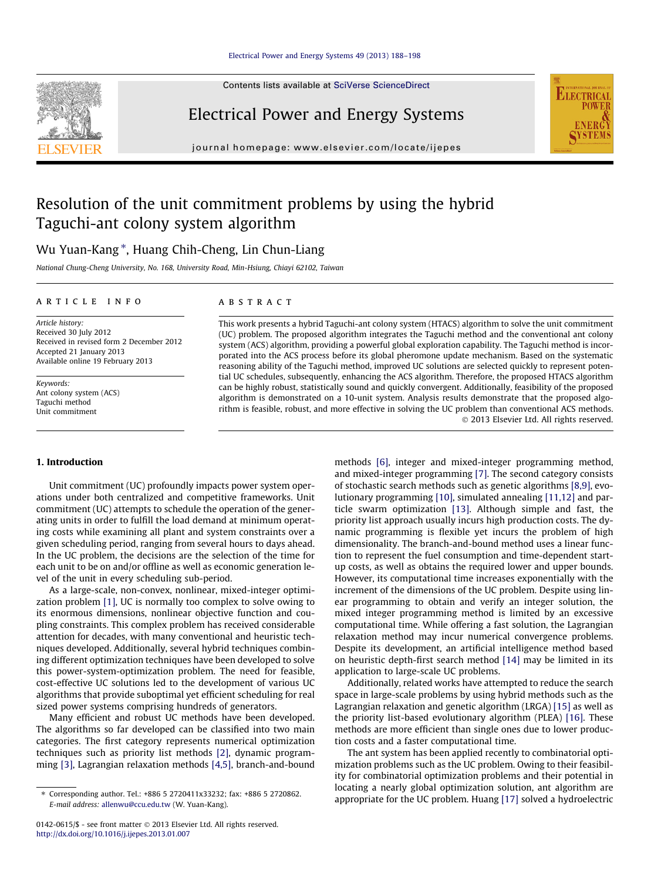# Resolution of the unit commitment problems by using the hybrid Taguchi-ant colony system algorithm

Wu Yuan-Kang *, Huang Chih-Cheng, Lin Chun-Liang

*National Chung-Cheng University, No. 168, University Road, Min-Hsiung, Chiayi 62102, Taiwan*

## ARTICLE INFO

*Article history:*
Received 30 July 2012
Received in revised form 2 December 2012
Accepted 21 January 2013
Available online 19 February 2013

*Keywords:*
Ant colony system (ACS)
Taguchi method
Unit commitment

## ABSTRACT

This work presents a hybrid Taguchi-ant colony system (HTACS) algorithm to solve the unit commitment (UC) problem. The proposed algorithm integrates the Taguchi method and the conventional ant colony system (ACS) algorithm, providing a powerful global exploration capability. The Taguchi method is incorporated into the ACS process before its global pheromone update mechanism. Based on the systematic reasoning ability of the Taguchi method, improved UC solutions are selected quickly to represent potential UC schedules, subsequently, enhancing the ACS algorithm. Therefore, the proposed HTACS algorithm can be highly robust, statistically sound and quickly convergent. Additionally, feasibility of the proposed algorithm is demonstrated on a 10-unit system. Analysis results demonstrate that the proposed algorithm is feasible, robust, and more effective in solving the UC problem than conventional ACS methods.

© 2013 Elsevier Ltd. All rights reserved.

## 1. Introduction

Unit commitment (UC) profoundly impacts power system operations under both centralized and competitive frameworks. Unit commitment (UC) attempts to schedule the operation of the generating units in order to fulfill the load demand at minimum operating costs while examining all plant and system constraints over a given scheduling period, ranging from several hours to days ahead. In the UC problem, the decisions are the selection of the time for each unit to be on and/or offline as well as economic generation level of the unit in every scheduling sub-period.

As a large-scale, non-convex, nonlinear, mixed-integer optimization problem [1], UC is normally too complex to solve owing to its enormous dimensions, nonlinear objective function and coupling constraints. This complex problem has received considerable attention for decades, with many conventional and heuristic techniques developed. Additionally, several hybrid techniques combining different optimization techniques have been developed to solve this power-system-optimization problem. The need for feasible, cost-effective UC solutions led to the development of various UC algorithms that provide suboptimal yet efficient scheduling for real sized power systems comprising hundreds of generators.

Many efficient and robust UC methods have been developed. The algorithms so far developed can be classified into two main categories. The first category represents numerical optimization techniques such as priority list methods [2], dynamic programming [3], Lagrangian relaxation methods [4,5], branch-and-bound methods [6], integer and mixed-integer programming method, and mixed-integer programming [7]. The second category consists of stochastic search methods such as genetic algorithms [8,9], evolutionary programming [10], simulated annealing [11,12] and particle swarm optimization [13]. Although simple and fast, the priority list approach usually incurs high production costs. The dynamic programming is flexible yet incurs the problem of high dimensionality. The branch-and-bound method uses a linear function to represent the fuel consumption and time-dependent start-up costs, as well as obtains the required lower and upper bounds. However, its computational time increases exponentially with the increment of the dimensions of the UC problem. Despite using linear programming to obtain and verify an integer solution, the mixed integer programming method is limited by an excessive computational time. While offering a fast solution, the Lagrangian relaxation method may incur numerical convergence problems. Despite its development, an artificial intelligence method based on heuristic depth-first search method [14] may be limited in its application to large-scale UC problems.

Additionally, related works have attempted to reduce the search space in large-scale problems by using hybrid methods such as the Lagrangian relaxation and genetic algorithm (LRGA) [15] as well as the priority list-based evolutionary algorithm (PLEA) [16]. These methods are more efficient than single ones due to lower production costs and a faster computational time.

The ant system has been applied recently to combinatorial optimization problems such as the UC problem. Owing to their feasibility for combinatorial optimization problems and their potential in locating a nearly global optimization solution, ant algorithm are appropriate for the UC problem. Huang [17] solved a hydroelectric

---

* Corresponding author. Tel.: +886 5 2720411x33232; fax: +886 5 2720862. *E-mail address:* allenwu@ccu.edu.tw (W. Yuan-Kang).

0142-0615/$ - see front matter © 2013 Elsevier Ltd. All rights reserved.
http://dx.doi.org/10.1016/j.ijepes.2013.01.007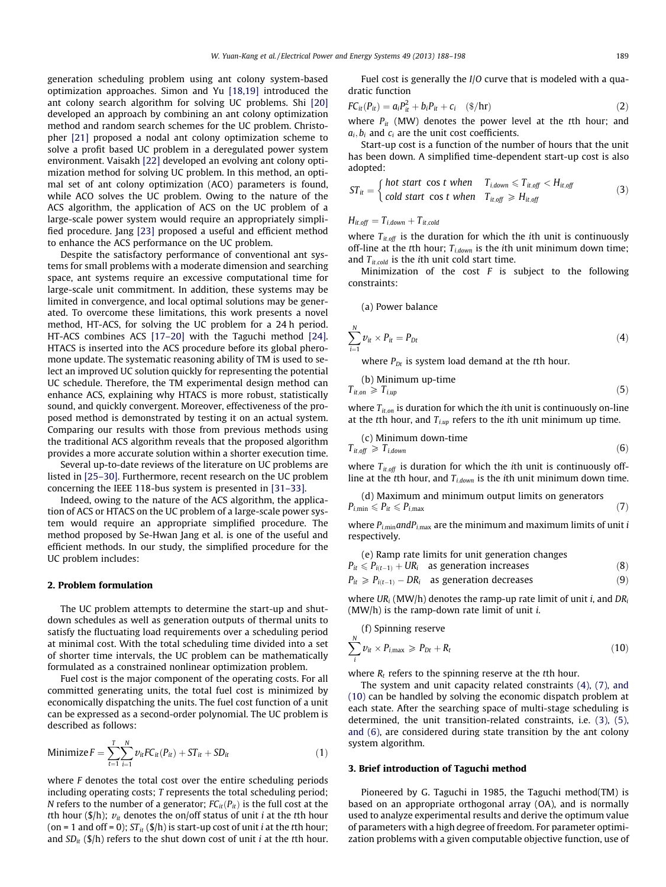generation scheduling problem using ant colony system-based optimization approaches. Simon and Yu [18,19] introduced the ant colony search algorithm for solving UC problems. Shi [20] developed an approach by combining an ant colony optimization method and random search schemes for the UC problem. Christopher [21] proposed a nodal ant colony optimization scheme to solve a profit based UC problem in a deregulated power system environment. Vaisakh [22] developed an evolving ant colony optimization method for solving UC problem. In this method, an optimal set of ant colony optimization (ACO) parameters is found, while ACO solves the UC problem. Owing to the nature of the ACS algorithm, the application of ACS on the UC problem of a large-scale power system would require an appropriately simplified procedure. Jang [23] proposed a useful and efficient method to enhance the ACS performance on the UC problem.

Despite the satisfactory performance of conventional ant systems for small problems with a moderate dimension and searching space, ant systems require an excessive computational time for large-scale unit commitment. In addition, these systems may be limited in convergence, and local optimal solutions may be generated. To overcome these limitations, this work presents a novel method, HT-ACS, for solving the UC problem for a 24 h period. HT-ACS combines ACS [17–20] with the Taguchi method [24]. HTACS is inserted into the ACS procedure before its global pheromone update. The systematic reasoning ability of TM is used to select an improved UC solution quickly for representing the potential UC schedule. Therefore, the TM experimental design method can enhance ACS, explaining why HTACS is more robust, statistically sound, and quickly convergent. Moreover, effectiveness of the proposed method is demonstrated by testing it on an actual system. Comparing our results with those from previous methods using the traditional ACS algorithm reveals that the proposed algorithm provides a more accurate solution within a shorter execution time.

Several up-to-date reviews of the literature on UC problems are listed in [25–30]. Furthermore, recent research on the UC problem concerning the IEEE 118-bus system is presented in [31–33].

Indeed, owing to the nature of the ACS algorithm, the application of ACS or HTACS on the UC problem of a large-scale power system would require an appropriate simplified procedure. The method proposed by Se-Hwan Jang et al. is one of the useful and efficient methods. In our study, the simplified procedure for the UC problem includes:

## 2. Problem formulation

The UC problem attempts to determine the start-up and shut-down schedules as well as generation outputs of thermal units to satisfy the fluctuating load requirements over a scheduling period at minimal cost. With the total scheduling time divided into a set of shorter time intervals, the UC problem can be mathematically formulated as a constrained nonlinear optimization problem.

Fuel cost is the major component of the operating costs. For all committed generating units, the total fuel cost is minimized by economically dispatching the units. The fuel cost function of a unit can be expressed as a second-order polynomial. The UC problem is described as follows:

$$\text{Minimize}\, F = \sum_{t=1}^{T}\sum_{i=1}^{N} v_{it} FC_{it}(P_{it}) + ST_{it} + SD_{it} \tag{1}$$

where $F$ denotes the total cost over the entire scheduling periods including operating costs; $T$ represents the total scheduling period; $N$ refers to the number of a generator; $FC_{it}(P_{it})$ is the full cost at the $t$th hour (\$/h); $v_{it}$ denotes the on/off status of unit $i$ at the $t$th hour (on = 1 and off = 0); $ST_{it}$ (\$/h) is start-up cost of unit $i$ at the $t$th hour; and $SD_{it}$ (\$/h) refers to the shut down cost of unit $i$ at the $t$th hour.

Fuel cost is generally the I/O curve that is modeled with a quadratic function

$$FC_{it}(P_{it}) = a_i P_{it}^2 + b_i P_{it} + c_i \quad (\$/\text{hr}) \tag{2}$$

where $P_{it}$ (MW) denotes the power level at the $t$th hour; and $a_i, b_i$ and $c_i$ are the unit cost coefficients.

Start-up cost is a function of the number of hours that the unit has been down. A simplified time-dependent start-up cost is also adopted:

$$ST_{it} = \begin{cases} hot\ start\ \cos t\ when & T_{i,down} \leqslant T_{it,off} < H_{it,off} \\ cold\ start\ \cos t\ when & T_{it,off} \geqslant H_{it,off} \end{cases} \tag{3}$$

$$H_{it,off} = T_{i,down} + T_{it,cold}$$

where $T_{it,off}$ is the duration for which the $i$th unit is continuously off-line at the $t$th hour; $T_{i,down}$ is the $i$th unit minimum down time; and $T_{it,cold}$ is the $i$th unit cold start time.

Minimization of the cost $F$ is subject to the following constraints:

(a) Power balance

$$\sum_{i=1}^{N} v_{it} \times P_{it} = P_{Dt} \tag{4}$$

where $P_{Dt}$ is system load demand at the $t$th hour.

(b) Minimum up-time

$$T_{it,on} \geqslant T_{i,up} \tag{5}$$

where $T_{it,on}$ is duration for which the $i$th unit is continuously on-line at the $t$th hour, and $T_{i,up}$ refers to the $i$th unit minimum up time.

(c) Minimum down-time

$$T_{it,off} \geqslant T_{i,down} \tag{6}$$

where $T_{it,off}$ is duration for which the $i$th unit is continuously off-line at the $t$th hour, and $T_{i,down}$ is the $i$th unit minimum down time.

(d) Maximum and minimum output limits on generators

$$P_{i,\min} \leqslant P_{it} \leqslant P_{i,\max} \tag{7}$$

where $P_{i,\min} and P_{i,\max}$ are the minimum and maximum limits of unit $i$ respectively.

(e) Ramp rate limits for unit generation changes

$$P_{it} \leqslant P_{i(t-1)} + UR_i \quad \text{as generation increases} \tag{8}$$

$$P_{it} \geqslant P_{i(t-1)} - DR_i \quad \text{as generation decreases} \tag{9}$$

where $UR_i$ (MW/h) denotes the ramp-up rate limit of unit $i$, and $DR_i$ (MW/h) is the ramp-down rate limit of unit $i$.

(f) Spinning reserve

$$\sum_{i}^{N} v_{it} \times P_{i\max} \geqslant P_{Dt} + R_t \tag{10}$$

where $R_t$ refers to the spinning reserve at the $t$th hour.

The system and unit capacity related constraints (4), (7), and (10) can be handled by solving the economic dispatch problem at each state. After the searching space of multi-stage scheduling is determined, the unit transition-related constraints, i.e. (3), (5), and (6), are considered during state transition by the ant colony system algorithm.

## 3. Brief introduction of Taguchi method

Pioneered by G. Taguchi in 1985, the Taguchi method(TM) is based on an appropriate orthogonal array (OA), and is normally used to analyze experimental results and derive the optimum value of parameters with a high degree of freedom. For parameter optimization problems with a given computable objective function, use of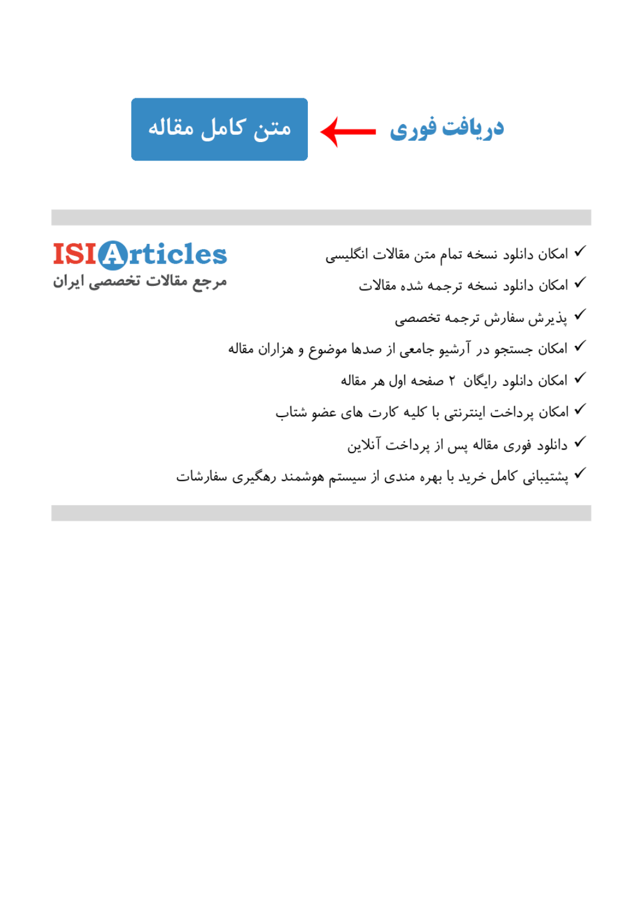دریافت فوری ← متن کامل مقاله

ISIArticles
مرجع مقالات تخصصی ایران

- ✓ امکان دانلود نسخه تمام متن مقالات انگلیسی
- ✓ امکان دانلود نسخه ترجمه شده مقالات
- ✓ پذیرش سفارش ترجمه تخصصی
- ✓ امکان جستجو در آرشیو جامعی از صدها موضوع و هزاران مقاله
- ✓ امکان دانلود رایگان ۲ صفحه اول هر مقاله
- ✓ امکان پرداخت اینترنتی با کلیه کارت های عضو شتاب
- ✓ دانلود فوری مقاله پس از پرداخت آنلاین
- ✓ پشتیبانی کامل خرید با بهره مندی از سیستم هوشمند رهگیری سفارشات